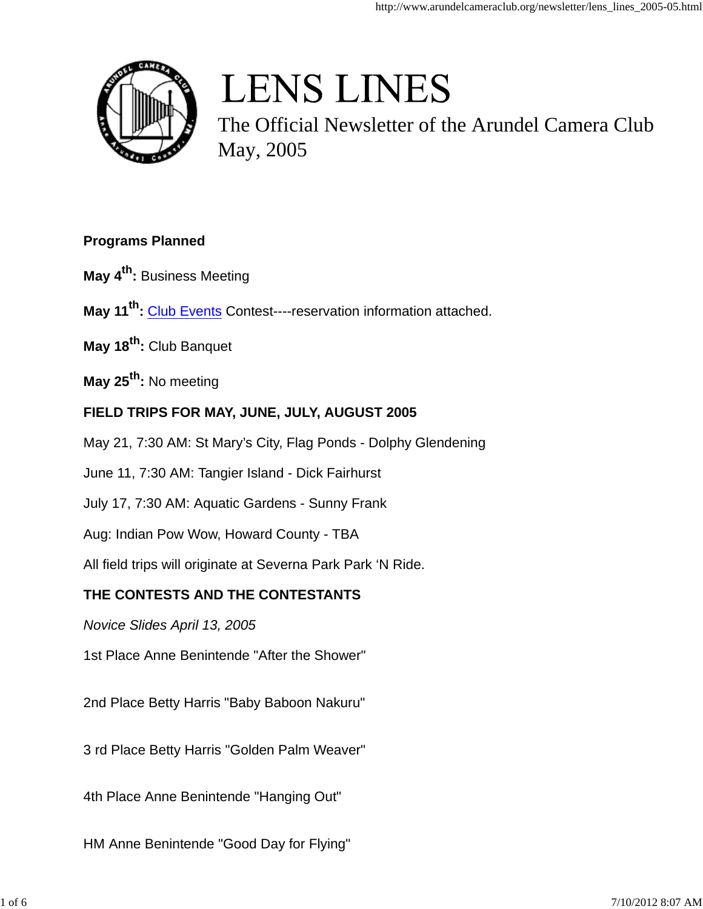# LENS LINES

The Official Newsletter of the Arundel Camera Club
May, 2005

**Programs Planned**

**May 4th:** Business Meeting

**May 11th:** Club Events Contest----reservation information attached.

**May 18th:** Club Banquet

**May 25th:** No meeting

**FIELD TRIPS FOR MAY, JUNE, JULY, AUGUST 2005**

May 21, 7:30 AM: St Mary's City, Flag Ponds - Dolphy Glendening

June 11, 7:30 AM: Tangier Island - Dick Fairhurst

July 17, 7:30 AM: Aquatic Gardens - Sunny Frank

Aug: Indian Pow Wow, Howard County - TBA

All field trips will originate at Severna Park Park 'N Ride.

**THE CONTESTS AND THE CONTESTANTS**

*Novice Slides April 13, 2005*

1st Place Anne Benintende "After the Shower"

2nd Place Betty Harris "Baby Baboon Nakuru"

3 rd Place Betty Harris "Golden Palm Weaver"

4th Place Anne Benintende "Hanging Out"

HM Anne Benintende "Good Day for Flying"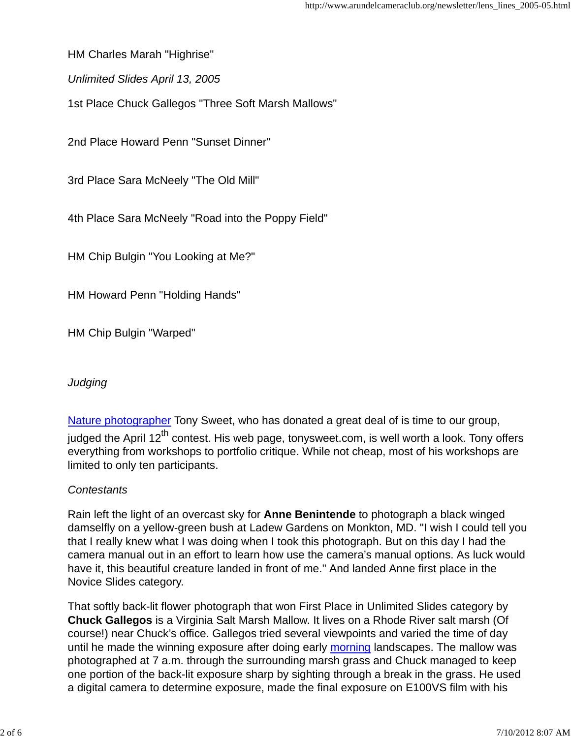HM Charles Marah "Highrise"

*Unlimited Slides April 13, 2005*

1st Place Chuck Gallegos "Three Soft Marsh Mallows"

2nd Place Howard Penn "Sunset Dinner"

3rd Place Sara McNeely "The Old Mill"

4th Place Sara McNeely "Road into the Poppy Field"

HM Chip Bulgin "You Looking at Me?"

HM Howard Penn "Holding Hands"

HM Chip Bulgin "Warped"

*Judging*

Nature photographer Tony Sweet, who has donated a great deal of is time to our group, judged the April 12th contest. His web page, tonysweet.com, is well worth a look. Tony offers everything from workshops to portfolio critique. While not cheap, most of his workshops are limited to only ten participants.

*Contestants*

Rain left the light of an overcast sky for **Anne Benintende** to photograph a black winged damselfly on a yellow-green bush at Ladew Gardens on Monkton, MD. "I wish I could tell you that I really knew what I was doing when I took this photograph. But on this day I had the camera manual out in an effort to learn how use the camera's manual options. As luck would have it, this beautiful creature landed in front of me." And landed Anne first place in the Novice Slides category.

That softly back-lit flower photograph that won First Place in Unlimited Slides category by **Chuck Gallegos** is a Virginia Salt Marsh Mallow. It lives on a Rhode River salt marsh (Of course!) near Chuck's office. Gallegos tried several viewpoints and varied the time of day until he made the winning exposure after doing early morning landscapes. The mallow was photographed at 7 a.m. through the surrounding marsh grass and Chuck managed to keep one portion of the back-lit exposure sharp by sighting through a break in the grass. He used a digital camera to determine exposure, made the final exposure on E100VS film with his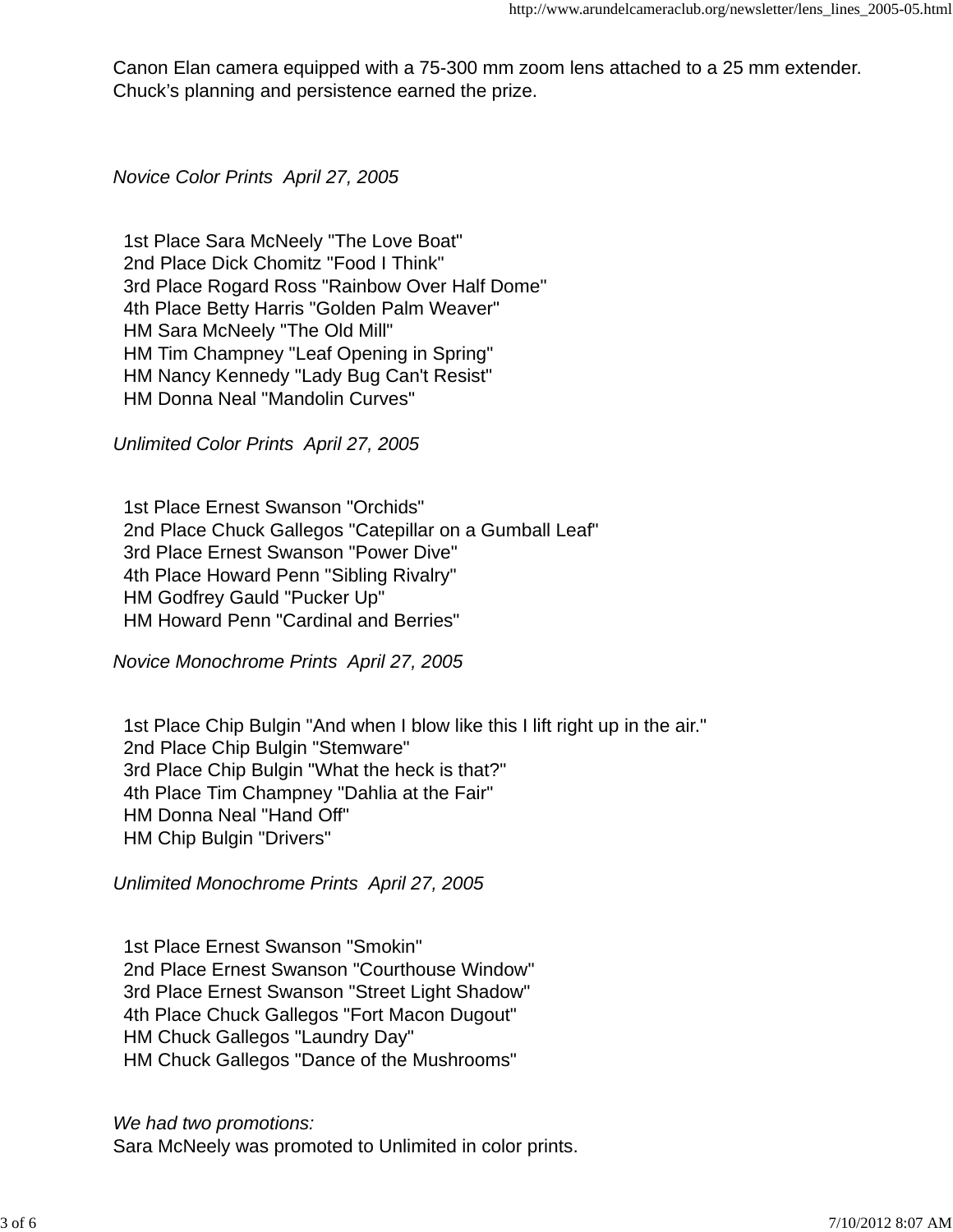Canon Elan camera equipped with a 75-300 mm zoom lens attached to a 25 mm extender. Chuck's planning and persistence earned the prize.

*Novice Color Prints  April 27, 2005*

1st Place Sara McNeely "The Love Boat"
2nd Place Dick Chomitz "Food I Think"
3rd Place Rogard Ross "Rainbow Over Half Dome"
4th Place Betty Harris "Golden Palm Weaver"
HM Sara McNeely "The Old Mill"
HM Tim Champney "Leaf Opening in Spring"
HM Nancy Kennedy "Lady Bug Can't Resist"
HM Donna Neal "Mandolin Curves"

*Unlimited Color Prints  April 27, 2005*

1st Place Ernest Swanson "Orchids"
2nd Place Chuck Gallegos "Catepillar on a Gumball Leaf"
3rd Place Ernest Swanson "Power Dive"
4th Place Howard Penn "Sibling Rivalry"
HM Godfrey Gauld "Pucker Up"
HM Howard Penn "Cardinal and Berries"

*Novice Monochrome Prints  April 27, 2005*

1st Place Chip Bulgin "And when I blow like this I lift right up in the air."
2nd Place Chip Bulgin "Stemware"
3rd Place Chip Bulgin "What the heck is that?"
4th Place Tim Champney "Dahlia at the Fair"
HM Donna Neal "Hand Off"
HM Chip Bulgin "Drivers"

*Unlimited Monochrome Prints  April 27, 2005*

1st Place Ernest Swanson "Smokin"
2nd Place Ernest Swanson "Courthouse Window"
3rd Place Ernest Swanson "Street Light Shadow"
4th Place Chuck Gallegos "Fort Macon Dugout"
HM Chuck Gallegos "Laundry Day"
HM Chuck Gallegos "Dance of the Mushrooms"

*We had two promotions:*
Sara McNeely was promoted to Unlimited in color prints.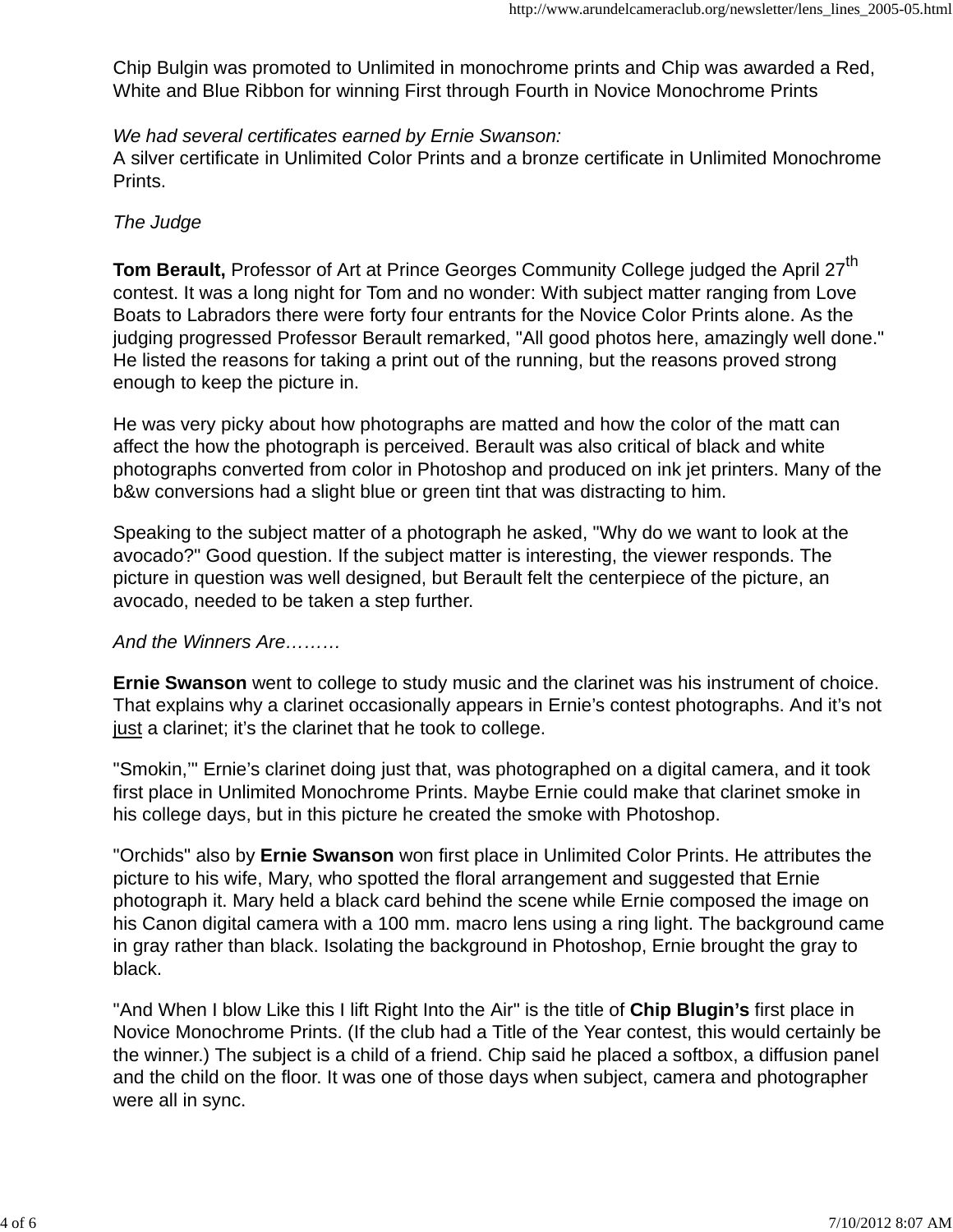Chip Bulgin was promoted to Unlimited in monochrome prints and Chip was awarded a Red, White and Blue Ribbon for winning First through Fourth in Novice Monochrome Prints

*We had several certificates earned by Ernie Swanson:*
A silver certificate in Unlimited Color Prints and a bronze certificate in Unlimited Monochrome Prints.

*The Judge*

**Tom Berault,** Professor of Art at Prince Georges Community College judged the April 27th contest. It was a long night for Tom and no wonder: With subject matter ranging from Love Boats to Labradors there were forty four entrants for the Novice Color Prints alone. As the judging progressed Professor Berault remarked, "All good photos here, amazingly well done." He listed the reasons for taking a print out of the running, but the reasons proved strong enough to keep the picture in.

He was very picky about how photographs are matted and how the color of the matt can affect the how the photograph is perceived. Berault was also critical of black and white photographs converted from color in Photoshop and produced on ink jet printers. Many of the b&w conversions had a slight blue or green tint that was distracting to him.

Speaking to the subject matter of a photograph he asked, "Why do we want to look at the avocado?" Good question. If the subject matter is interesting, the viewer responds. The picture in question was well designed, but Berault felt the centerpiece of the picture, an avocado, needed to be taken a step further.

*And the Winners Are………*

**Ernie Swanson** went to college to study music and the clarinet was his instrument of choice. That explains why a clarinet occasionally appears in Ernie's contest photographs. And it's not just a clarinet; it's the clarinet that he took to college.

"Smokin,'" Ernie's clarinet doing just that, was photographed on a digital camera, and it took first place in Unlimited Monochrome Prints. Maybe Ernie could make that clarinet smoke in his college days, but in this picture he created the smoke with Photoshop.

"Orchids" also by **Ernie Swanson** won first place in Unlimited Color Prints. He attributes the picture to his wife, Mary, who spotted the floral arrangement and suggested that Ernie photograph it. Mary held a black card behind the scene while Ernie composed the image on his Canon digital camera with a 100 mm. macro lens using a ring light. The background came in gray rather than black. Isolating the background in Photoshop, Ernie brought the gray to black.

"And When I blow Like this I lift Right Into the Air" is the title of **Chip Blugin's** first place in Novice Monochrome Prints. (If the club had a Title of the Year contest, this would certainly be the winner.) The subject is a child of a friend. Chip said he placed a softbox, a diffusion panel and the child on the floor. It was one of those days when subject, camera and photographer were all in sync.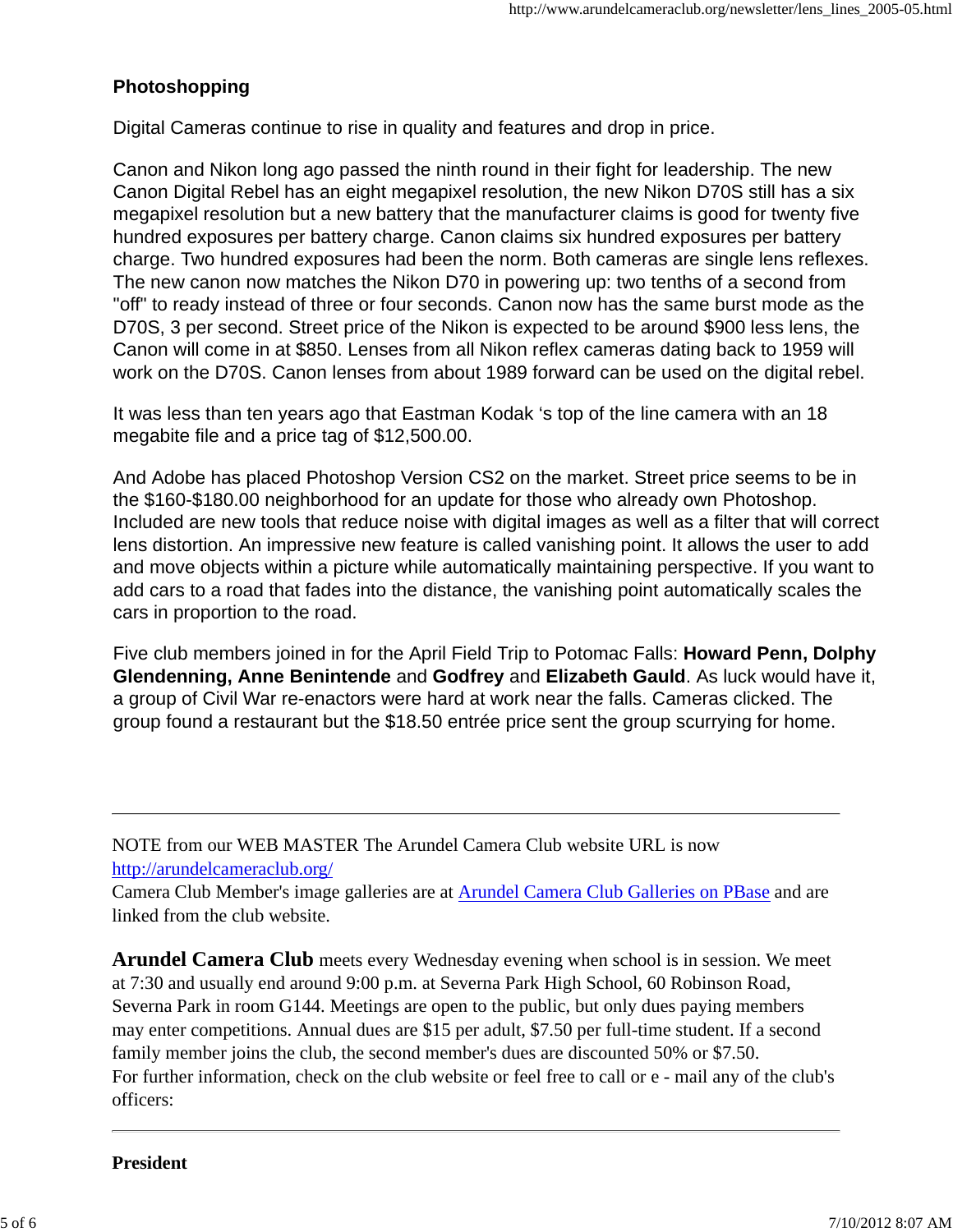## Photoshopping

Digital Cameras continue to rise in quality and features and drop in price.

Canon and Nikon long ago passed the ninth round in their fight for leadership. The new Canon Digital Rebel has an eight megapixel resolution, the new Nikon D70S still has a six megapixel resolution but a new battery that the manufacturer claims is good for twenty five hundred exposures per battery charge. Canon claims six hundred exposures per battery charge. Two hundred exposures had been the norm. Both cameras are single lens reflexes. The new canon now matches the Nikon D70 in powering up: two tenths of a second from "off" to ready instead of three or four seconds. Canon now has the same burst mode as the D70S, 3 per second. Street price of the Nikon is expected to be around $900 less lens, the Canon will come in at $850. Lenses from all Nikon reflex cameras dating back to 1959 will work on the D70S. Canon lenses from about 1989 forward can be used on the digital rebel.

It was less than ten years ago that Eastman Kodak 's top of the line camera with an 18 megabite file and a price tag of $12,500.00.

And Adobe has placed Photoshop Version CS2 on the market. Street price seems to be in the $160-$180.00 neighborhood for an update for those who already own Photoshop. Included are new tools that reduce noise with digital images as well as a filter that will correct lens distortion. An impressive new feature is called vanishing point. It allows the user to add and move objects within a picture while automatically maintaining perspective. If you want to add cars to a road that fades into the distance, the vanishing point automatically scales the cars in proportion to the road.

Five club members joined in for the April Field Trip to Potomac Falls: **Howard Penn, Dolphy Glendenning, Anne Benintende** and **Godfrey** and **Elizabeth Gauld**. As luck would have it, a group of Civil War re-enactors were hard at work near the falls. Cameras clicked. The group found a restaurant but the $18.50 entrée price sent the group scurrying for home.

---

NOTE from our WEB MASTER The Arundel Camera Club website URL is now [http://arundelcameraclub.org/](http://arundelcameraclub.org/)
Camera Club Member's image galleries are at [Arundel Camera Club Galleries on PBase](#) and are linked from the club website.

**Arundel Camera Club** meets every Wednesday evening when school is in session. We meet at 7:30 and usually end around 9:00 p.m. at Severna Park High School, 60 Robinson Road, Severna Park in room G144. Meetings are open to the public, but only dues paying members may enter competitions. Annual dues are $15 per adult, $7.50 per full-time student. If a second family member joins the club, the second member's dues are discounted 50% or $7.50.
For further information, check on the club website or feel free to call or e - mail any of the club's officers:

---

**President**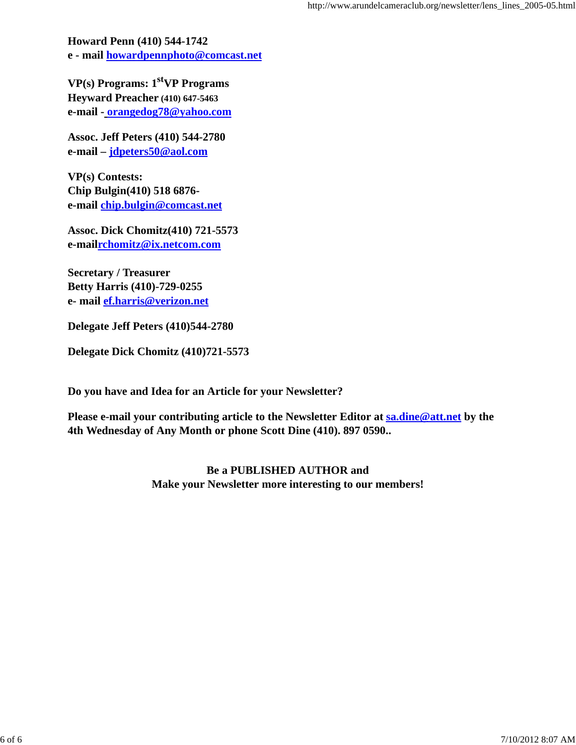**Howard Penn (410) 544-1742**
**e - mail howardpennphoto@comcast.net**

**VP(s) Programs: 1st VP Programs**
**Heyward Preacher (410) 647-5463**
**e-mail - orangedog78@yahoo.com**

**Assoc. Jeff Peters (410) 544-2780**
**e-mail – jdpeters50@aol.com**

**VP(s) Contests:**
**Chip Bulgin(410) 518 6876-**
**e-mail chip.bulgin@comcast.net**

**Assoc. Dick Chomitz(410) 721-5573**
**e-mailrchomitz@ix.netcom.com**

**Secretary / Treasurer**
**Betty Harris (410)-729-0255**
**e- mail ef.harris@verizon.net**

**Delegate Jeff Peters (410)544-2780**

**Delegate Dick Chomitz (410)721-5573**

**Do you have and Idea for an Article for your Newsletter?**

**Please e-mail your contributing article to the Newsletter Editor at sa.dine@att.net by the 4th Wednesday of Any Month or phone Scott Dine (410). 897 0590..**

**Be a PUBLISHED AUTHOR and**
**Make your Newsletter more interesting to our members!**